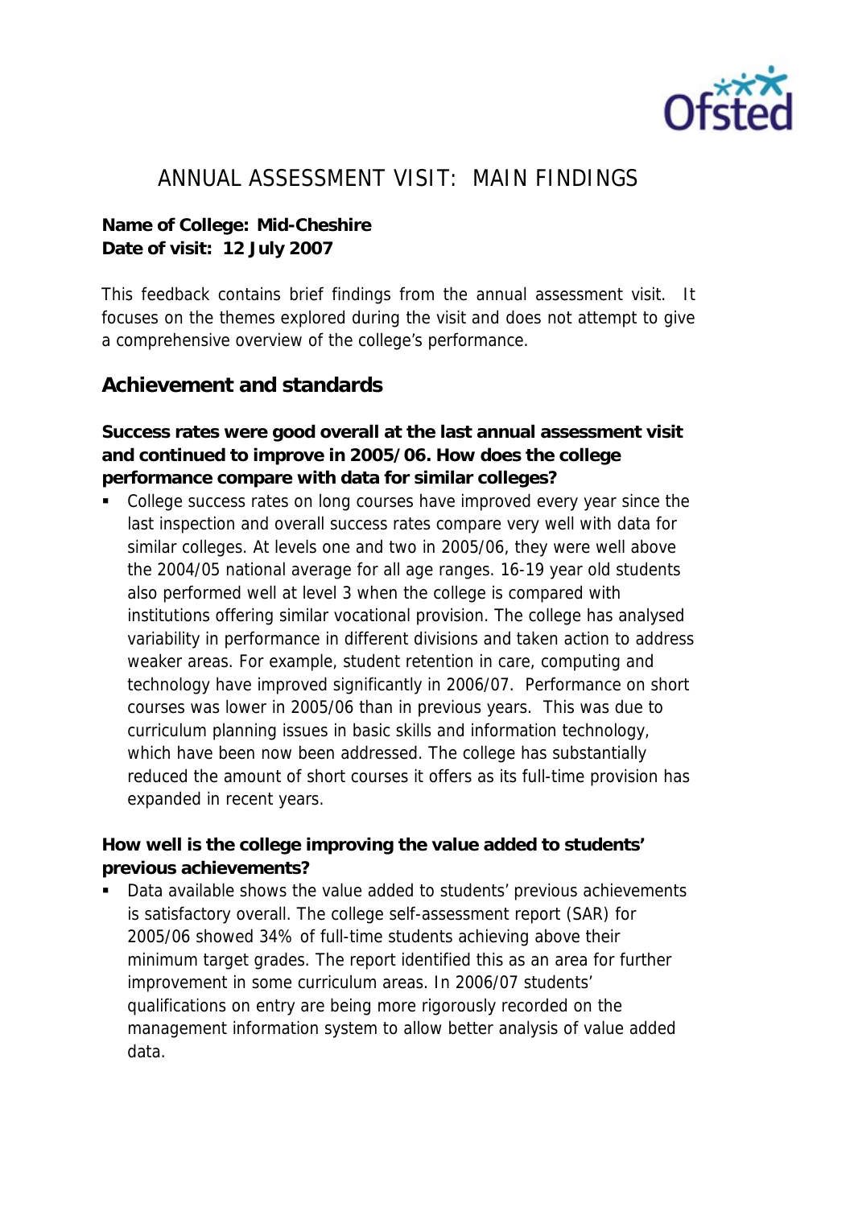# ANNUAL ASSESSMENT VISIT: MAIN FINDINGS

**Name of College: Mid-Cheshire**
**Date of visit: 12 July 2007**

This feedback contains brief findings from the annual assessment visit. It focuses on the themes explored during the visit and does not attempt to give a comprehensive overview of the college's performance.

## Achievement and standards

**Success rates were good overall at the last annual assessment visit and continued to improve in 2005/06. How does the college performance compare with data for similar colleges?**

- College success rates on long courses have improved every year since the last inspection and overall success rates compare very well with data for similar colleges. At levels one and two in 2005/06, they were well above the 2004/05 national average for all age ranges. 16-19 year old students also performed well at level 3 when the college is compared with institutions offering similar vocational provision. The college has analysed variability in performance in different divisions and taken action to address weaker areas. For example, student retention in care, computing and technology have improved significantly in 2006/07. Performance on short courses was lower in 2005/06 than in previous years. This was due to curriculum planning issues in basic skills and information technology, which have been now been addressed. The college has substantially reduced the amount of short courses it offers as its full-time provision has expanded in recent years.

**How well is the college improving the value added to students' previous achievements?**

- Data available shows the value added to students' previous achievements is satisfactory overall. The college self-assessment report (SAR) for 2005/06 showed 34% of full-time students achieving above their minimum target grades. The report identified this as an area for further improvement in some curriculum areas. In 2006/07 students' qualifications on entry are being more rigorously recorded on the management information system to allow better analysis of value added data.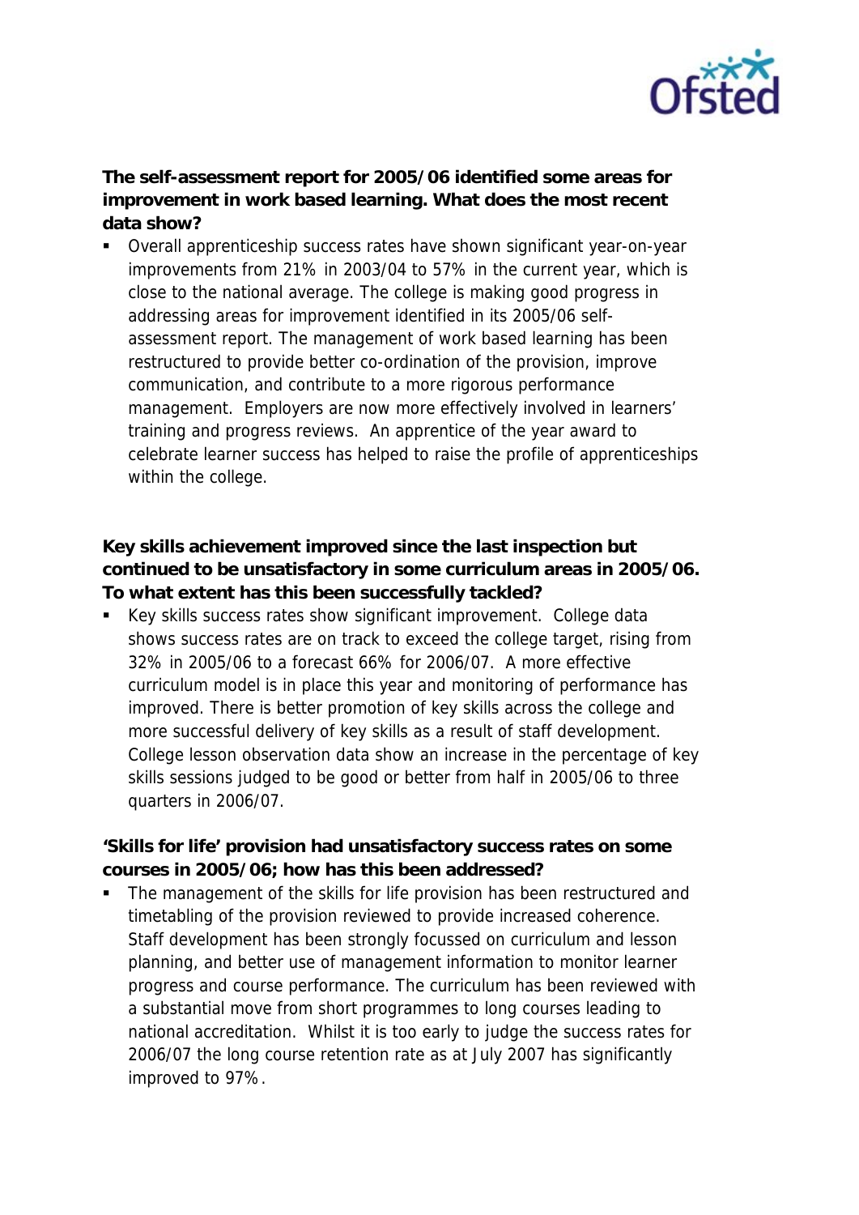**The self-assessment report for 2005/06 identified some areas for improvement in work based learning. What does the most recent data show?**

- Overall apprenticeship success rates have shown significant year-on-year improvements from 21% in 2003/04 to 57% in the current year, which is close to the national average. The college is making good progress in addressing areas for improvement identified in its 2005/06 self-assessment report. The management of work based learning has been restructured to provide better co-ordination of the provision, improve communication, and contribute to a more rigorous performance management. Employers are now more effectively involved in learners' training and progress reviews. An apprentice of the year award to celebrate learner success has helped to raise the profile of apprenticeships within the college.

**Key skills achievement improved since the last inspection but continued to be unsatisfactory in some curriculum areas in 2005/06. To what extent has this been successfully tackled?**

- Key skills success rates show significant improvement. College data shows success rates are on track to exceed the college target, rising from 32% in 2005/06 to a forecast 66% for 2006/07. A more effective curriculum model is in place this year and monitoring of performance has improved. There is better promotion of key skills across the college and more successful delivery of key skills as a result of staff development. College lesson observation data show an increase in the percentage of key skills sessions judged to be good or better from half in 2005/06 to three quarters in 2006/07.

**'Skills for life' provision had unsatisfactory success rates on some courses in 2005/06; how has this been addressed?**

- The management of the skills for life provision has been restructured and timetabling of the provision reviewed to provide increased coherence. Staff development has been strongly focussed on curriculum and lesson planning, and better use of management information to monitor learner progress and course performance. The curriculum has been reviewed with a substantial move from short programmes to long courses leading to national accreditation. Whilst it is too early to judge the success rates for 2006/07 the long course retention rate as at July 2007 has significantly improved to 97%.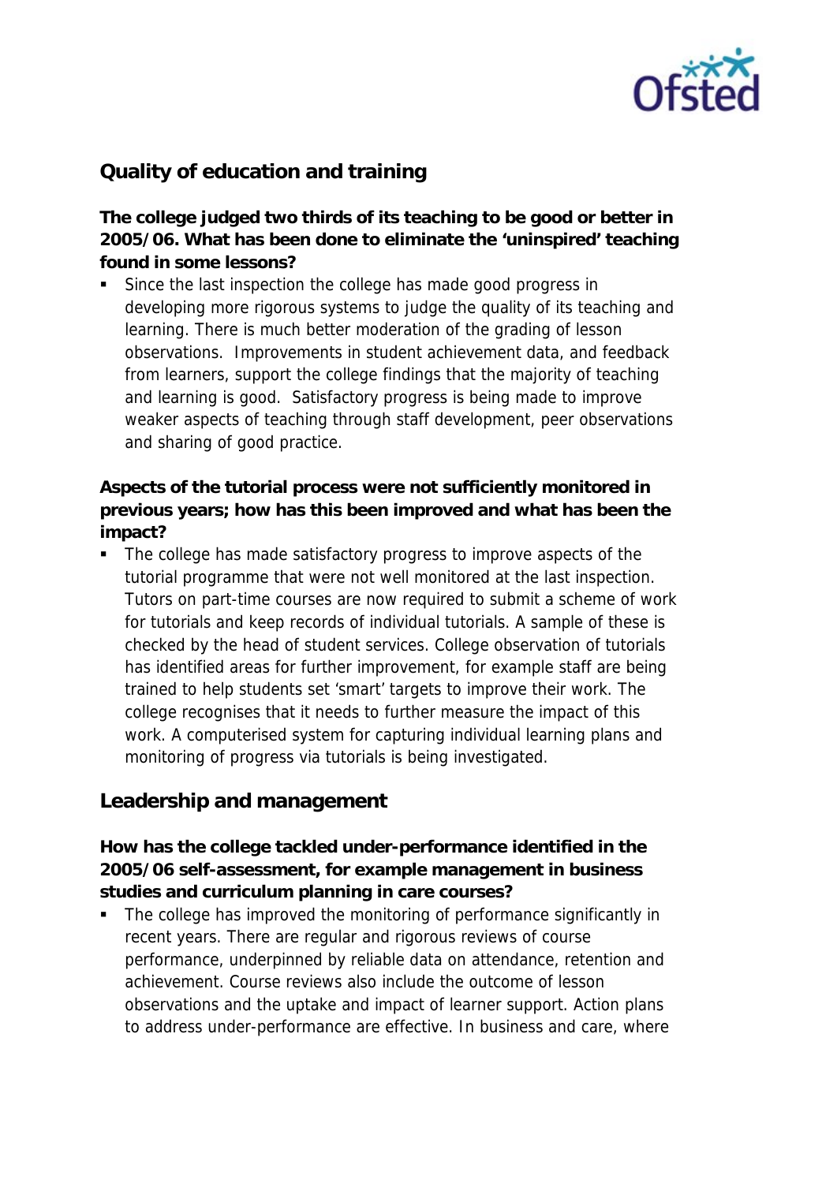## Quality of education and training

**The college judged two thirds of its teaching to be good or better in 2005/06. What has been done to eliminate the 'uninspired' teaching found in some lessons?**

- Since the last inspection the college has made good progress in developing more rigorous systems to judge the quality of its teaching and learning. There is much better moderation of the grading of lesson observations. Improvements in student achievement data, and feedback from learners, support the college findings that the majority of teaching and learning is good. Satisfactory progress is being made to improve weaker aspects of teaching through staff development, peer observations and sharing of good practice.

**Aspects of the tutorial process were not sufficiently monitored in previous years; how has this been improved and what has been the impact?**

- The college has made satisfactory progress to improve aspects of the tutorial programme that were not well monitored at the last inspection. Tutors on part-time courses are now required to submit a scheme of work for tutorials and keep records of individual tutorials. A sample of these is checked by the head of student services. College observation of tutorials has identified areas for further improvement, for example staff are being trained to help students set 'smart' targets to improve their work. The college recognises that it needs to further measure the impact of this work. A computerised system for capturing individual learning plans and monitoring of progress via tutorials is being investigated.

## Leadership and management

**How has the college tackled under-performance identified in the 2005/06 self-assessment, for example management in business studies and curriculum planning in care courses?**

- The college has improved the monitoring of performance significantly in recent years. There are regular and rigorous reviews of course performance, underpinned by reliable data on attendance, retention and achievement. Course reviews also include the outcome of lesson observations and the uptake and impact of learner support. Action plans to address under-performance are effective. In business and care, where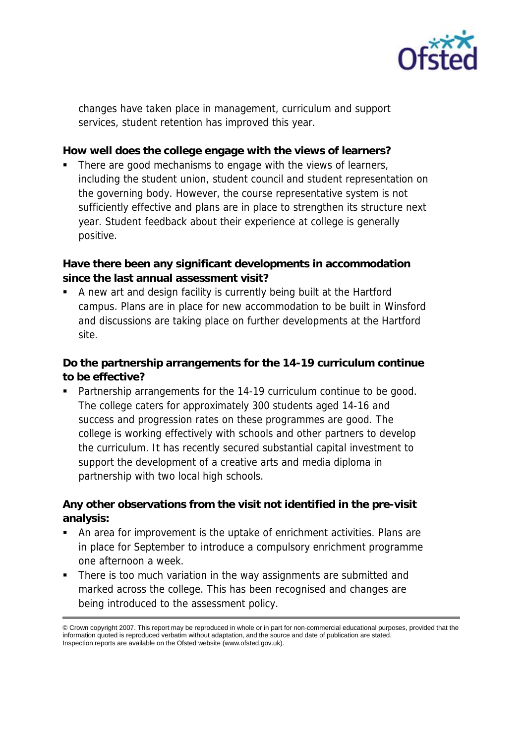changes have taken place in management, curriculum and support services, student retention has improved this year.

**How well does the college engage with the views of learners?**

- There are good mechanisms to engage with the views of learners, including the student union, student council and student representation on the governing body. However, the course representative system is not sufficiently effective and plans are in place to strengthen its structure next year. Student feedback about their experience at college is generally positive.

**Have there been any significant developments in accommodation since the last annual assessment visit?**

- A new art and design facility is currently being built at the Hartford campus. Plans are in place for new accommodation to be built in Winsford and discussions are taking place on further developments at the Hartford site.

**Do the partnership arrangements for the 14-19 curriculum continue to be effective?**

- Partnership arrangements for the 14-19 curriculum continue to be good. The college caters for approximately 300 students aged 14-16 and success and progression rates on these programmes are good. The college is working effectively with schools and other partners to develop the curriculum. It has recently secured substantial capital investment to support the development of a creative arts and media diploma in partnership with two local high schools.

**Any other observations from the visit not identified in the pre-visit analysis:**

- An area for improvement is the uptake of enrichment activities. Plans are in place for September to introduce a compulsory enrichment programme one afternoon a week.
- There is too much variation in the way assignments are submitted and marked across the college. This has been recognised and changes are being introduced to the assessment policy.

© Crown copyright 2007. This report may be reproduced in whole or in part for non-commercial educational purposes, provided that the information quoted is reproduced verbatim without adaptation, and the source and date of publication are stated. Inspection reports are available on the Ofsted website (www.ofsted.gov.uk).